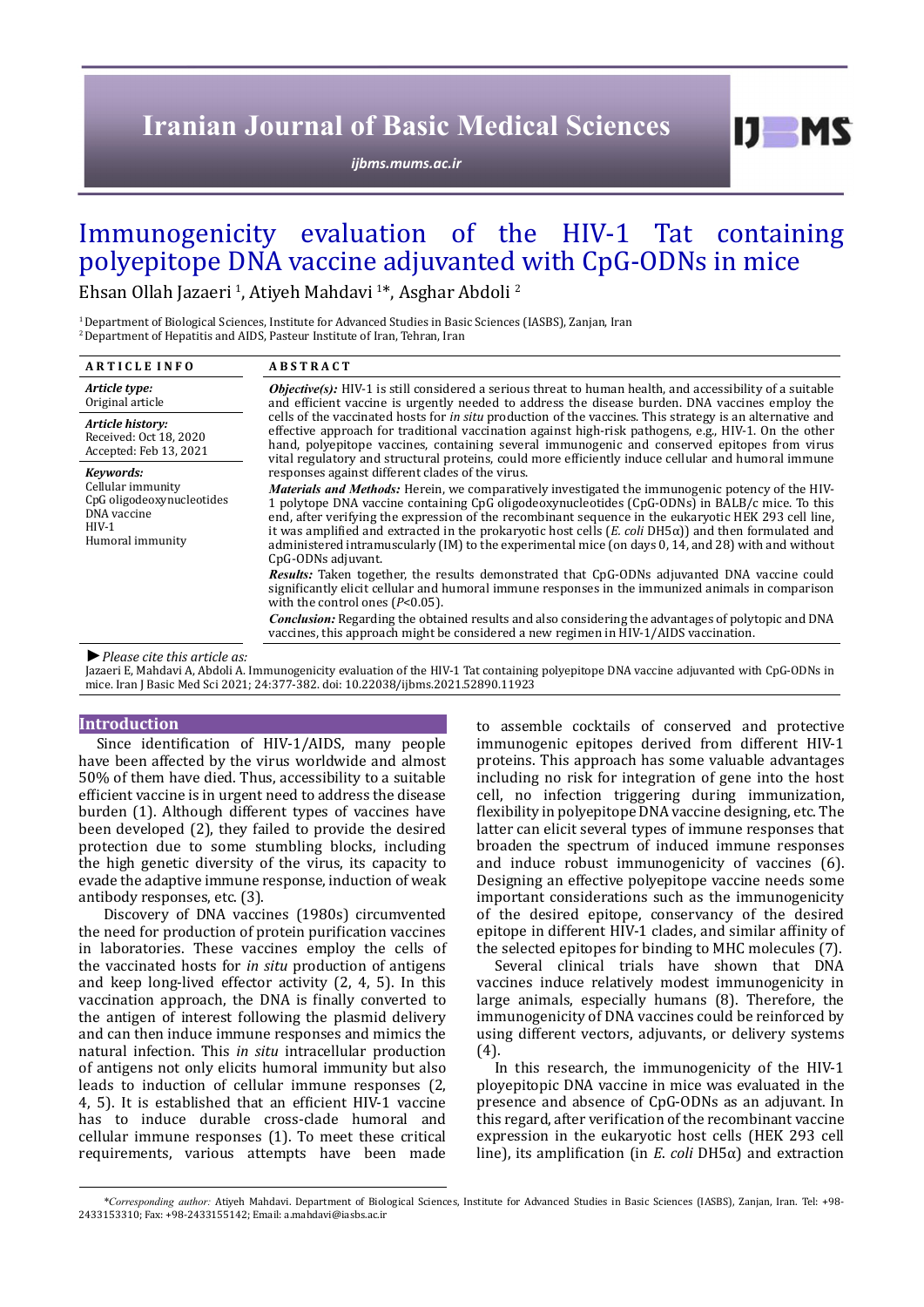# Immunogenicity evaluation of the HIV-1 Tat containing polyepitope DNA vaccine adjuvanted with CpG-ODNs in mice

Ehsan Ollah Jazaeri [1], Atiyeh Mahdavi [1]*, Asghar Abdoli [2]

[1] Department of Biological Sciences, Institute for Advanced Studies in Basic Sciences (IASBS), Zanjan, Iran
[2] Department of Hepatitis and AIDS, Pasteur Institute of Iran, Tehran, Iran

**ARTICLE INFO**

*Article type:*
Original article

*Article history:*
Received: Oct 18, 2020
Accepted: Feb 13, 2021

*Keywords:*
Cellular immunity
CpG oligodeoxynucleotides
DNA vaccine
HIV-1
Humoral immunity

**ABSTRACT**

***Objective(s):*** HIV-1 is still considered a serious threat to human health, and accessibility of a suitable and efficient vaccine is urgently needed to address the disease burden. DNA vaccines employ the cells of the vaccinated hosts for *in situ* production of the vaccines. This strategy is an alternative and effective approach for traditional vaccination against high-risk pathogens, e.g., HIV-1. On the other hand, polyepitope vaccines, containing several immunogenic and conserved epitopes from virus vital regulatory and structural proteins, could more efficiently induce cellular and humoral immune responses against different clades of the virus.

***Materials and Methods:*** Herein, we comparatively investigated the immunogenic potency of the HIV-1 polytope DNA vaccine containing CpG oligodeoxynucleotides (CpG-ODNs) in BALB/c mice. To this end, after verifying the expression of the recombinant sequence in the eukaryotic HEK 293 cell line, it was amplified and extracted in the prokaryotic host cells (*E. coli* DH5α)) and then formulated and administered intramuscularly (IM) to the experimental mice (on days 0, 14, and 28) with and without CpG-ODNs adjuvant.

***Results:*** Taken together, the results demonstrated that CpG-ODNs adjuvanted DNA vaccine could significantly elicit cellular and humoral immune responses in the immunized animals in comparison with the control ones ($P<0.05$).

***Conclusion:*** Regarding the obtained results and also considering the advantages of polytopic and DNA vaccines, this approach might be considered a new regimen in HIV-1/AIDS vaccination.

► *Please cite this article as:*
Jazaeri E, Mahdavi A, Abdoli A. Immunogenicity evaluation of the HIV-1 Tat containing polyepitope DNA vaccine adjuvanted with CpG-ODNs in mice. Iran J Basic Med Sci 2021; 24:377-382. doi: 10.22038/ijbms.2021.52890.11923

## Introduction

Since identification of HIV-1/AIDS, many people have been affected by the virus worldwide and almost 50% of them have died. Thus, accessibility to a suitable efficient vaccine is in urgent need to address the disease burden (1). Although different types of vaccines have been developed (2), they failed to provide the desired protection due to some stumbling blocks, including the high genetic diversity of the virus, its capacity to evade the adaptive immune response, induction of weak antibody responses, etc. (3).

Discovery of DNA vaccines (1980s) circumvented the need for production of protein purification vaccines in laboratories. These vaccines employ the cells of the vaccinated hosts for *in situ* production of antigens and keep long-lived effector activity (2, 4, 5). In this vaccination approach, the DNA is finally converted to the antigen of interest following the plasmid delivery and can then induce immune responses and mimics the natural infection. This *in situ* intracellular production of antigens not only elicits humoral immunity but also leads to induction of cellular immune responses (2, 4, 5). It is established that an efficient HIV-1 vaccine has to induce durable cross-clade humoral and cellular immune responses (1). To meet these critical requirements, various attempts have been made to assemble cocktails of conserved and protective immunogenic epitopes derived from different HIV-1 proteins. This approach has some valuable advantages including no risk for integration of gene into the host cell, no infection triggering during immunization, flexibility in polyepitope DNA vaccine designing, etc. The latter can elicit several types of immune responses that broaden the spectrum of induced immune responses and induce robust immunogenicity of vaccines (6). Designing an effective polyepitope vaccine needs some important considerations such as the immunogenicity of the desired epitope, conservancy of the desired epitope in different HIV-1 clades, and similar affinity of the selected epitopes for binding to MHC molecules (7).

Several clinical trials have shown that DNA vaccines induce relatively modest immunogenicity in large animals, especially humans (8). Therefore, the immunogenicity of DNA vaccines could be reinforced by using different vectors, adjuvants, or delivery systems (4).

In this research, the immunogenicity of the HIV-1 ployepitopic DNA vaccine in mice was evaluated in the presence and absence of CpG-ODNs as an adjuvant. In this regard, after verification of the recombinant vaccine expression in the eukaryotic host cells (HEK 293 cell line), its amplification (in *E. coli* DH5α) and extraction

*\*Corresponding author:* Atiyeh Mahdavi. Department of Biological Sciences, Institute for Advanced Studies in Basic Sciences (IASBS), Zanjan, Iran. Tel: +98-2433153310; Fax: +98-2433155142; Email: a.mahdavi@iasbs.ac.ir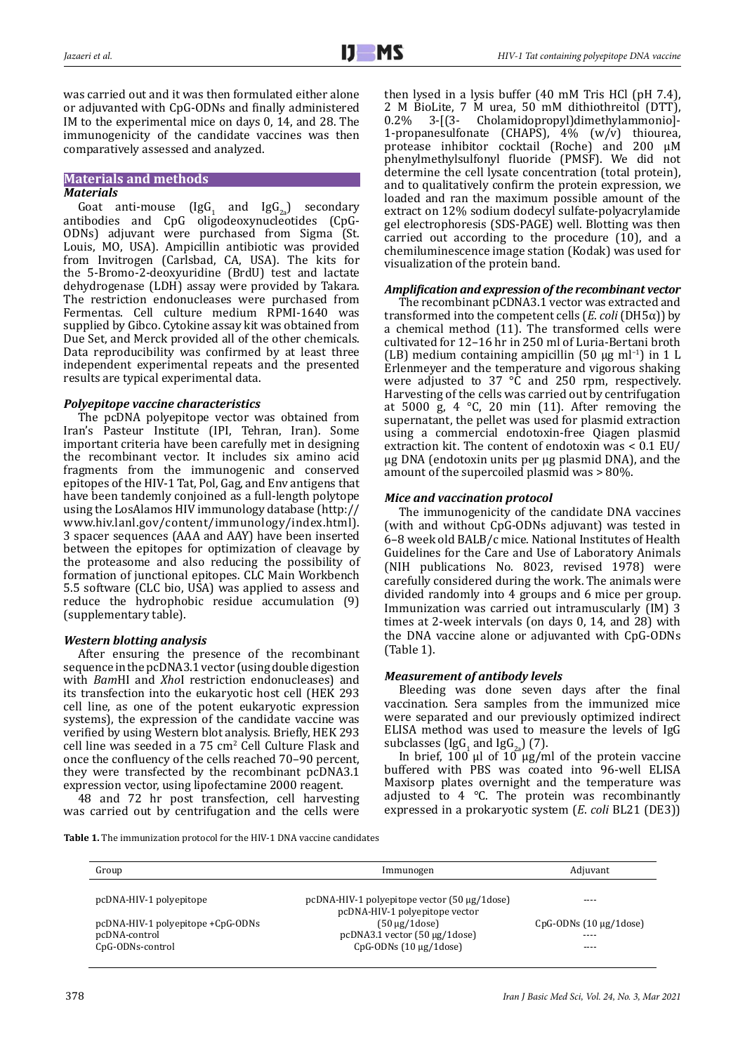was carried out and it was then formulated either alone or adjuvanted with CpG-ODNs and finally administered IM to the experimental mice on days 0, 14, and 28. The immunogenicity of the candidate vaccines was then comparatively assessed and analyzed.

## Materials and methods

### Materials

Goat anti-mouse ($IgG_1$ and $IgG_{2a}$) secondary antibodies and CpG oligodeoxynucleotides (CpG-ODNs) adjuvant were purchased from Sigma (St. Louis, MO, USA). Ampicillin antibiotic was provided from Invitrogen (Carlsbad, CA, USA). The kits for the 5-Bromo-2-deoxyuridine (BrdU) test and lactate dehydrogenase (LDH) assay were provided by Takara. The restriction endonucleases were purchased from Fermentas. Cell culture medium RPMI-1640 was supplied by Gibco. Cytokine assay kit was obtained from Due Set, and Merck provided all of the other chemicals. Data reproducibility was confirmed by at least three independent experimental repeats and the presented results are typical experimental data.

### Polyepitope vaccine characteristics

The pcDNA polyepitope vector was obtained from Iran's Pasteur Institute (IPI, Tehran, Iran). Some important criteria have been carefully met in designing the recombinant vector. It includes six amino acid fragments from the immunogenic and conserved epitopes of the HIV-1 Tat, Pol, Gag, and Env antigens that have been tandemly conjoined as a full-length polytope using the LosAlamos HIV immunology database (http://www.hiv.lanl.gov/content/immunology/index.html). 3 spacer sequences (AAA and AAY) have been inserted between the epitopes for optimization of cleavage by the proteasome and also reducing the possibility of formation of junctional epitopes. CLC Main Workbench 5.5 software (CLC bio, USA) was applied to assess and reduce the hydrophobic residue accumulation (9) (supplementary table).

### Western blotting analysis

After ensuring the presence of the recombinant sequence in the pcDNA3.1 vector (using double digestion with *Bam*HI and *Xho*I restriction endonucleases) and its transfection into the eukaryotic host cell (HEK 293 cell line, as one of the potent eukaryotic expression systems), the expression of the candidate vaccine was verified by using Western blot analysis. Briefly, HEK 293 cell line was seeded in a 75 $cm^2$ Cell Culture Flask and once the confluency of the cells reached 70–90 percent, they were transfected by the recombinant pcDNA3.1 expression vector, using lipofectamine 2000 reagent.

48 and 72 hr post transfection, cell harvesting was carried out by centrifugation and the cells were then lysed in a lysis buffer (40 mM Tris HCl (pH 7.4), 2 M BioLite, 7 M urea, 50 mM dithiothreitol (DTT), 0.2% 3-[(3- Cholamidopropyl)dimethylammonio]-1-propanesulfonate (CHAPS), 4% (w/v) thiourea, protease inhibitor cocktail (Roche) and 200 μM phenylmethylsulfonyl fluoride (PMSF). We did not determine the cell lysate concentration (total protein), and to qualitatively confirm the protein expression, we loaded and ran the maximum possible amount of the extract on 12% sodium dodecyl sulfate-polyacrylamide gel electrophoresis (SDS-PAGE) well. Blotting was then carried out according to the procedure (10), and a chemiluminescence image station (Kodak) was used for visualization of the protein band.

### Amplification and expression of the recombinant vector

The recombinant pCDNA3.1 vector was extracted and transformed into the competent cells (*E. coli* (DH5α)) by a chemical method (11). The transformed cells were cultivated for 12–16 hr in 250 ml of Luria-Bertani broth (LB) medium containing ampicillin (50 μg $ml^{-1}$) in 1 L Erlenmeyer and the temperature and vigorous shaking were adjusted to 37 °C and 250 rpm, respectively. Harvesting of the cells was carried out by centrifugation at 5000 g, 4 °C, 20 min (11). After removing the supernatant, the pellet was used for plasmid extraction using a commercial endotoxin-free Qiagen plasmid extraction kit. The content of endotoxin was < 0.1 EU/μg DNA (endotoxin units per μg plasmid DNA), and the amount of the supercoiled plasmid was > 80%.

### Mice and vaccination protocol

The immunogenicity of the candidate DNA vaccines (with and without CpG-ODNs adjuvant) was tested in 6–8 week old BALB/c mice. National Institutes of Health Guidelines for the Care and Use of Laboratory Animals (NIH publications No. 8023, revised 1978) were carefully considered during the work. The animals were divided randomly into 4 groups and 6 mice per group. Immunization was carried out intramuscularly (IM) 3 times at 2-week intervals (on days 0, 14, and 28) with the DNA vaccine alone or adjuvanted with CpG-ODNs (Table 1).

### Measurement of antibody levels

Bleeding was done seven days after the final vaccination. Sera samples from the immunized mice were separated and our previously optimized indirect ELISA method was used to measure the levels of IgG subclasses ($IgG_1$ and $IgG_{2a}$) (7).

In brief, 100 μl of 10 μg/ml of the protein vaccine buffered with PBS was coated into 96-well ELISA Maxisorp plates overnight and the temperature was adjusted to 4 °C. The protein was recombinantly expressed in a prokaryotic system (*E. coli* BL21 (DE3))

**Table 1.** The immunization protocol for the HIV-1 DNA vaccine candidates

| Group | Immunogen | Adjuvant |
|---|---|---|
| pcDNA-HIV-1 polyepitope | pcDNA-HIV-1 polyepitope vector (50 μg/1dose) | ---- |
| pcDNA-HIV-1 polyepitope +CpG-ODNs | pcDNA-HIV-1 polyepitope vector (50 μg/1dose) | CpG-ODNs (10 μg/1dose) |
| pcDNA-control | pcDNA3.1 vector (50 μg/1dose) | ---- |
| CpG-ODNs-control | CpG-ODNs (10 μg/1dose) | ---- |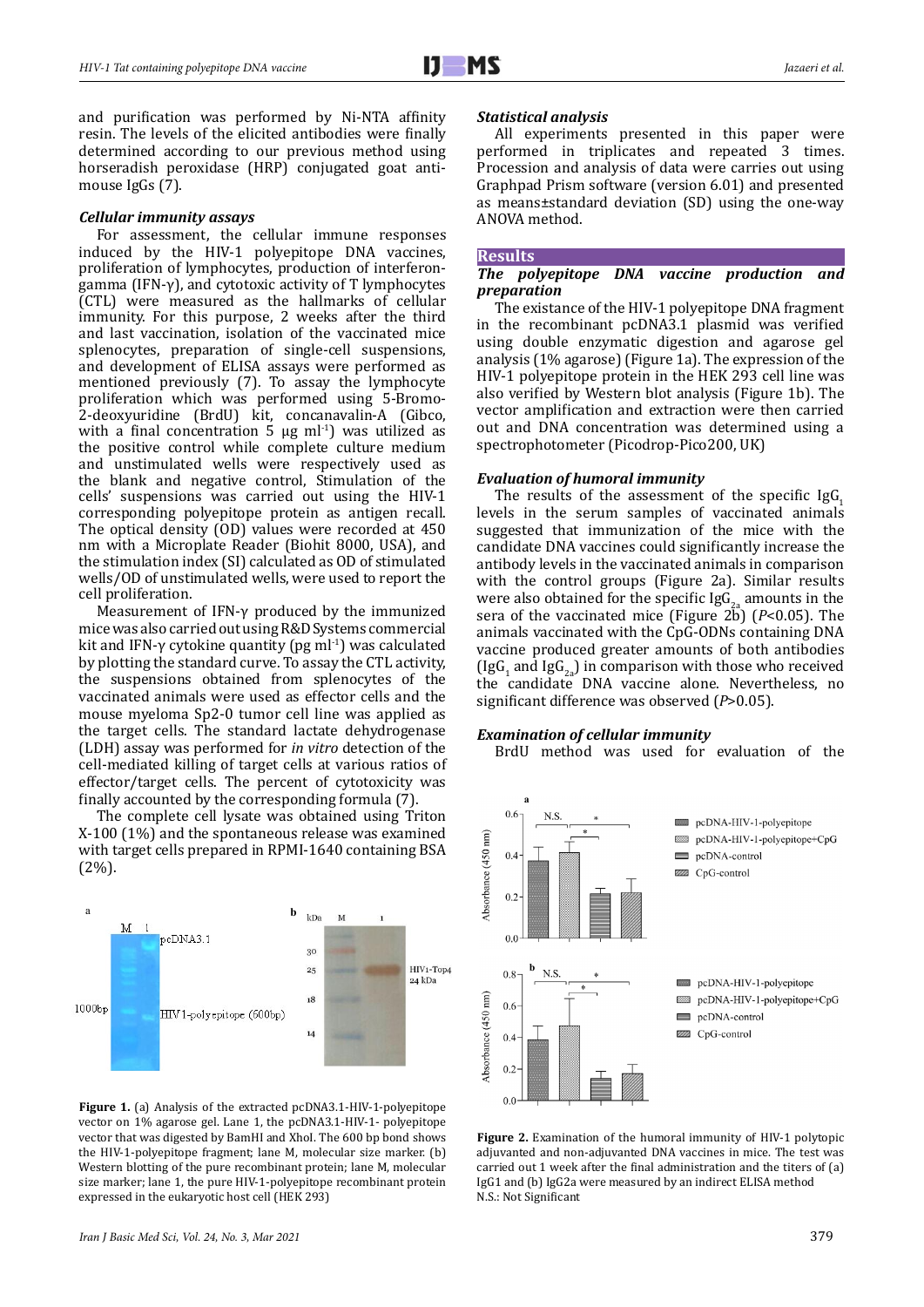and purification was performed by Ni-NTA affinity resin. The levels of the elicited antibodies were finally determined according to our previous method using horseradish peroxidase (HRP) conjugated goat anti-mouse IgGs (7).

***Cellular immunity assays***

For assessment, the cellular immune responses induced by the HIV-1 polyepitope DNA vaccines, proliferation of lymphocytes, production of interferon-gamma (IFN-γ), and cytotoxic activity of T lymphocytes (CTL) were measured as the hallmarks of cellular immunity. For this purpose, 2 weeks after the third and last vaccination, isolation of the vaccinated mice splenocytes, preparation of single-cell suspensions, and development of ELISA assays were performed as mentioned previously (7). To assay the lymphocyte proliferation which was performed using 5-Bromo-2-deoxyuridine (BrdU) kit, concanavalin-A (Gibco, with a final concentration 5 μg $ml^{-1}$) was utilized as the positive control while complete culture medium and unstimulated wells were respectively used as the blank and negative control, Stimulation of the cells' suspensions was carried out using the HIV-1 corresponding polyepitope protein as antigen recall. The optical density (OD) values were recorded at 450 nm with a Microplate Reader (Biohit 8000, USA), and the stimulation index (SI) calculated as OD of stimulated wells/OD of unstimulated wells, were used to report the cell proliferation.

Measurement of IFN-γ produced by the immunized mice was also carried out using R&D Systems commercial kit and IFN-γ cytokine quantity (pg $ml^{-1}$) was calculated by plotting the standard curve. To assay the CTL activity, the suspensions obtained from splenocytes of the vaccinated animals were used as effector cells and the mouse myeloma Sp2-0 tumor cell line was applied as the target cells. The standard lactate dehydrogenase (LDH) assay was performed for *in vitro* detection of the cell-mediated killing of target cells at various ratios of effector/target cells. The percent of cytotoxicity was finally accounted by the corresponding formula (7).

The complete cell lysate was obtained using Triton X-100 (1%) and the spontaneous release was examined with target cells prepared in RPMI-1640 containing BSA (2%).

**Figure 1.** (a) Analysis of the extracted pcDNA3.1-HIV-1-polyepitope vector on 1% agarose gel. Lane 1, the pcDNA3.1-HIV-1- polyepitope vector that was digested by BamHI and XhoI. The 600 bp bond shows the HIV-1-polyepitope fragment; lane M, molecular size marker. (b) Western blotting of the pure recombinant protein; lane M, molecular size marker; lane 1, the pure HIV-1-polyepitope recombinant protein expressed in the eukaryotic host cell (HEK 293)

***Statistical analysis***

All experiments presented in this paper were performed in triplicates and repeated 3 times. Procession and analysis of data were carries out using Graphpad Prism software (version 6.01) and presented as means±standard deviation (SD) using the one-way ANOVA method.

## Results

***The polypepitope DNA vaccine production and preparation***

The existance of the HIV-1 polyepitope DNA fragment in the recombinant pcDNA3.1 plasmid was verified using double enzymatic digestion and agarose gel analysis (1% agarose) (Figure 1a). The expression of the HIV-1 polyepitope protein in the HEK 293 cell line was also verified by Western blot analysis (Figure 1b). The vector amplification and extraction were then carried out and DNA concentration was determined using a spectrophotometer (Picodrop-Pico200, UK)

***Evaluation of humoral immunity***

The results of the assessment of the specific $IgG_1$ levels in the serum samples of vaccinated animals suggested that immunization of the mice with the candidate DNA vaccines could significantly increase the antibody levels in the vaccinated animals in comparison with the control groups (Figure 2a). Similar results were also obtained for the specific $IgG_{2a}$ amounts in the sera of the vaccinated mice (Figure 2b) ($P<0.05$). The animals vaccinated with the CpG-ODNs containing DNA vaccine produced greater amounts of both antibodies ($IgG_1$ and $IgG_{2a}$) in comparison with those who received the candidate DNA vaccine alone. Nevertheless, no significant difference was observed ($P>0.05$).

***Examination of cellular immunity***

BrdU method was used for evaluation of the

**Figure 2.** Examination of the humoral immunity of HIV-1 polytopic adjuvanted and non-adjuvanted DNA vaccines in mice. The test was carried out 1 week after the final administration and the titers of (a) IgG1 and (b) IgG2a were measured by an indirect ELISA method
N.S.: Not Significant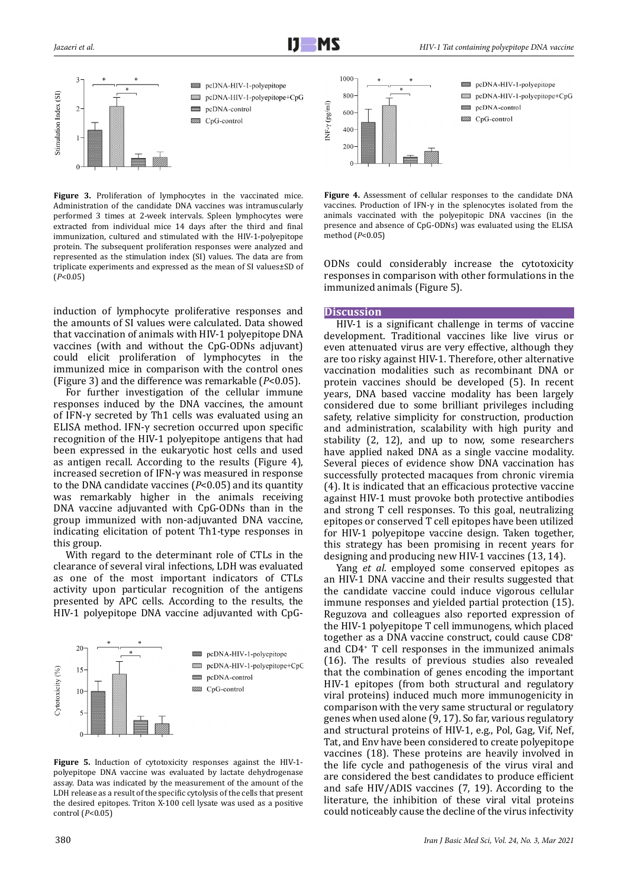**Figure 3.** Proliferation of lymphocytes in the vaccinated mice. Administration of the candidate DNA vaccines was intramuscularly performed 3 times at 2-week intervals. Spleen lymphocytes were extracted from individual mice 14 days after the third and final immunization, cultured and stimulated with the HIV-1-polyepitope protein. The subsequent proliferation responses were analyzed and represented as the stimulation index (SI) values. The data are from triplicate experiments and expressed as the mean of SI values±SD of ($P$<0.05)

**Figure 4.** Assessment of cellular responses to the candidate DNA vaccines. Production of IFN-γ in the splenocytes isolated from the animals vaccinated with the polyepitopic DNA vaccines (in the presence and absence of CpG-ODNs) was evaluated using the ELISA method ($P$<0.05)

induction of lymphocyte proliferative responses and the amounts of SI values were calculated. Data showed that vaccination of animals with HIV-1 polyepitope DNA vaccines (with and without the CpG-ODNs adjuvant) could elicit proliferation of lymphocytes in the immunized mice in comparison with the control ones (Figure 3) and the difference was remarkable ($P$<0.05).

For further investigation of the cellular immune responses induced by the DNA vaccines, the amount of IFN-γ secreted by Th1 cells was evaluated using an ELISA method. IFN-γ secretion occurred upon specific recognition of the HIV-1 polyepitope antigens that had been expressed in the eukaryotic host cells and used as antigen recall. According to the results (Figure 4), increased secretion of IFN-γ was measured in response to the DNA candidate vaccines ($P$<0.05) and its quantity was remarkably higher in the animals receiving DNA vaccine adjuvanted with CpG-ODNs than in the group immunized with non-adjuvanted DNA vaccine, indicating elicitation of potent Th1-type responses in this group.

With regard to the determinant role of CTLs in the clearance of several viral infections, LDH was evaluated as one of the most important indicators of CTLs activity upon particular recognition of the antigens presented by APC cells. According to the results, the HIV-1 polyepitope DNA vaccine adjuvanted with CpG-ODNs could considerably increase the cytotoxicity responses in comparison with other formulations in the immunized animals (Figure 5).

**Figure 5.** Induction of cytotoxicity responses against the HIV-1-polyepitope DNA vaccine was evaluated by lactate dehydrogenase assay. Data was indicated by the measurement of the amount of the LDH release as a result of the specific cytolysis of the cells that present the desired epitopes. Triton X-100 cell lysate was used as a positive control ($P$<0.05)

## Discussion

HIV-1 is a significant challenge in terms of vaccine development. Traditional vaccines like live virus or even attenuated virus are very effective, although they are too risky against HIV-1. Therefore, other alternative vaccination modalities such as recombinant DNA or protein vaccines should be developed (5). In recent years, DNA based vaccine modality has been largely considered due to some brilliant privileges including safety, relative simplicity for construction, production and administration, scalability with high purity and stability (2, 12), and up to now, some researchers have applied naked DNA as a single vaccine modality. Several pieces of evidence show DNA vaccination has successfully protected macaques from chronic viremia (4). It is indicated that an efficacious protective vaccine against HIV-1 must provoke both protective antibodies and strong T cell responses. To this goal, neutralizing epitopes or conserved T cell epitopes have been utilized for HIV-1 polyepitope vaccine design. Taken together, this strategy has been promising in recent years for designing and producing new HIV-1 vaccines (13, 14).

Yang *et al*. employed some conserved epitopes as an HIV-1 DNA vaccine and their results suggested that the candidate vaccine could induce vigorous cellular immune responses and yielded partial protection (15). Reguzova and colleagues also reported expression of the HIV-1 polyepitope T cell immunogens, which placed together as a DNA vaccine construct, could cause $CD8^+$ and $CD4^+$ T cell responses in the immunized animals (16). The results of previous studies also revealed that the combination of genes encoding the important HIV-1 epitopes (from both structural and regulatory viral proteins) induced much more immunogenicity in comparison with the very same structural or regulatory genes when used alone (9, 17). So far, various regulatory and structural proteins of HIV-1, e.g., Pol, Gag, Vif, Nef, Tat, and Env have been considered to create polyepitope vaccines (18). These proteins are heavily involved in the life cycle and pathogenesis of the virus viral and are considered the best candidates to produce efficient and safe HIV/ADIS vaccines (7, 19). According to the literature, the inhibition of these viral vital proteins could noticeably cause the decline of the virus infectivity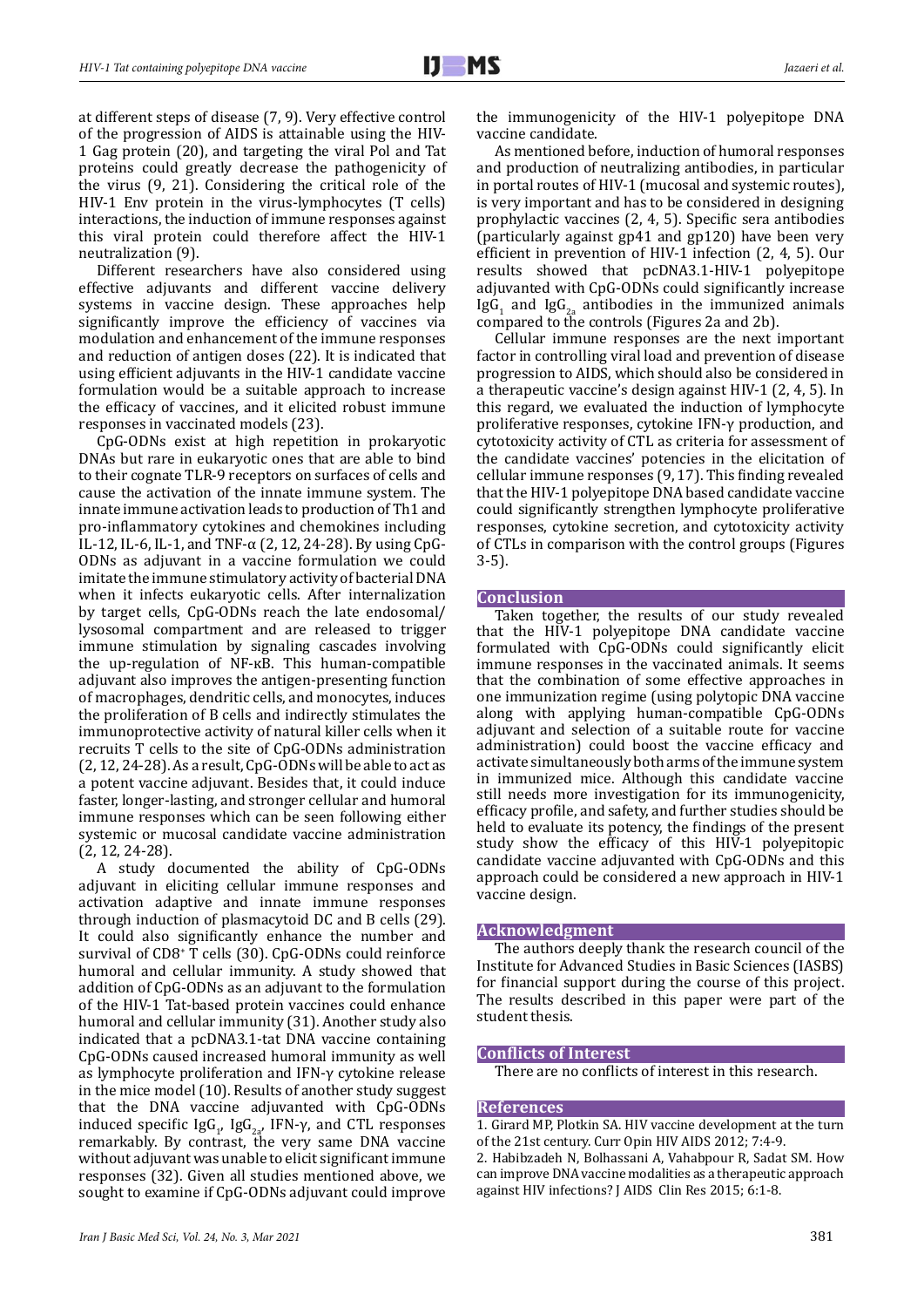at different steps of disease (7, 9). Very effective control of the progression of AIDS is attainable using the HIV-1 Gag protein (20), and targeting the viral Pol and Tat proteins could greatly decrease the pathogenicity of the virus (9, 21). Considering the critical role of the HIV-1 Env protein in the virus-lymphocytes (T cells) interactions, the induction of immune responses against this viral protein could therefore affect the HIV-1 neutralization (9).

Different researchers have also considered using effective adjuvants and different vaccine delivery systems in vaccine design. These approaches help significantly improve the efficiency of vaccines via modulation and enhancement of the immune responses and reduction of antigen doses (22). It is indicated that using efficient adjuvants in the HIV-1 candidate vaccine formulation would be a suitable approach to increase the efficacy of vaccines, and it elicited robust immune responses in vaccinated models (23).

CpG-ODNs exist at high repetition in prokaryotic DNAs but rare in eukaryotic ones that are able to bind to their cognate TLR-9 receptors on surfaces of cells and cause the activation of the innate immune system. The innate immune activation leads to production of Th1 and pro-inflammatory cytokines and chemokines including IL-12, IL-6, IL-1, and TNF-α (2, 12, 24-28). By using CpG-ODNs as adjuvant in a vaccine formulation we could imitate the immune stimulatory activity of bacterial DNA when it infects eukaryotic cells. After internalization by target cells, CpG-ODNs reach the late endosomal/lysosomal compartment and are released to trigger immune stimulation by signaling cascades involving the up-regulation of NF-κB. This human-compatible adjuvant also improves the antigen-presenting function of macrophages, dendritic cells, and monocytes, induces the proliferation of B cells and indirectly stimulates the immunoprotective activity of natural killer cells when it recruits T cells to the site of CpG-ODNs administration (2, 12, 24-28). As a result, CpG-ODNs will be able to act as a potent vaccine adjuvant. Besides that, it could induce faster, longer-lasting, and stronger cellular and humoral immune responses which can be seen following either systemic or mucosal candidate vaccine administration (2, 12, 24-28).

A study documented the ability of CpG-ODNs adjuvant in eliciting cellular immune responses and activation adaptive and innate immune responses through induction of plasmacytoid DC and B cells (29). It could also significantly enhance the number and survival of $CD8^+$ T cells (30). CpG-ODNs could reinforce humoral and cellular immunity. A study showed that addition of CpG-ODNs as an adjuvant to the formulation of the HIV-1 Tat-based protein vaccines could enhance humoral and cellular immunity (31). Another study also indicated that a pcDNA3.1-tat DNA vaccine containing CpG-ODNs caused increased humoral immunity as well as lymphocyte proliferation and IFN-γ cytokine release in the mice model (10). Results of another study suggest that the DNA vaccine adjuvanted with CpG-ODNs induced specific $IgG_1$, $IgG_{2a}$, IFN-γ, and CTL responses remarkably. By contrast, the very same DNA vaccine without adjuvant was unable to elicit significant immune responses (32). Given all studies mentioned above, we sought to examine if CpG-ODNs adjuvant could improve the immunogenicity of the HIV-1 polyepitope DNA vaccine candidate.

As mentioned before, induction of humoral responses and production of neutralizing antibodies, in particular in portal routes of HIV-1 (mucosal and systemic routes), is very important and has to be considered in designing prophylactic vaccines (2, 4, 5). Specific sera antibodies (particularly against gp41 and gp120) have been very efficient in prevention of HIV-1 infection (2, 4, 5). Our results showed that pcDNA3.1-HIV-1 polyepitope adjuvanted with CpG-ODNs could significantly increase $IgG_1$ and $IgG_{2a}$ antibodies in the immunized animals compared to the controls (Figures 2a and 2b).

Cellular immune responses are the next important factor in controlling viral load and prevention of disease progression to AIDS, which should also be considered in a therapeutic vaccine's design against HIV-1 (2, 4, 5). In this regard, we evaluated the induction of lymphocyte proliferative responses, cytokine IFN-γ production, and cytotoxicity activity of CTL as criteria for assessment of the candidate vaccines' potencies in the elicitation of cellular immune responses (9, 17). This finding revealed that the HIV-1 polyepitope DNA based candidate vaccine could significantly strengthen lymphocyte proliferative responses, cytokine secretion, and cytotoxicity activity of CTLs in comparison with the control groups (Figures 3-5).

## Conclusion

Taken together, the results of our study revealed that the HIV-1 polyepitope DNA candidate vaccine formulated with CpG-ODNs could significantly elicit immune responses in the vaccinated animals. It seems that the combination of some effective approaches in one immunization regime (using polytopic DNA vaccine along with applying human-compatible CpG-ODNs adjuvant and selection of a suitable route for vaccine administration) could boost the vaccine efficacy and activate simultaneously both arms of the immune system in immunized mice. Although this candidate vaccine still needs more investigation for its immunogenicity, efficacy profile, and safety, and further studies should be held to evaluate its potency, the findings of the present study show the efficacy of this HIV-1 polyepitopic candidate vaccine adjuvanted with CpG-ODNs and this approach could be considered a new approach in HIV-1 vaccine design.

## Acknowledgment

The authors deeply thank the research council of the Institute for Advanced Studies in Basic Sciences (IASBS) for financial support during the course of this project. The results described in this paper were part of the student thesis.

## Conflicts of Interest

There are no conflicts of interest in this research.

## References

1. Girard MP, Plotkin SA. HIV vaccine development at the turn of the 21st century. Curr Opin HIV AIDS 2012; 7:4-9.
2. Habibzadeh N, Bolhassani A, Vahabpour R, Sadat SM. How can improve DNA vaccine modalities as a therapeutic approach against HIV infections? J AIDS Clin Res 2015; 6:1-8.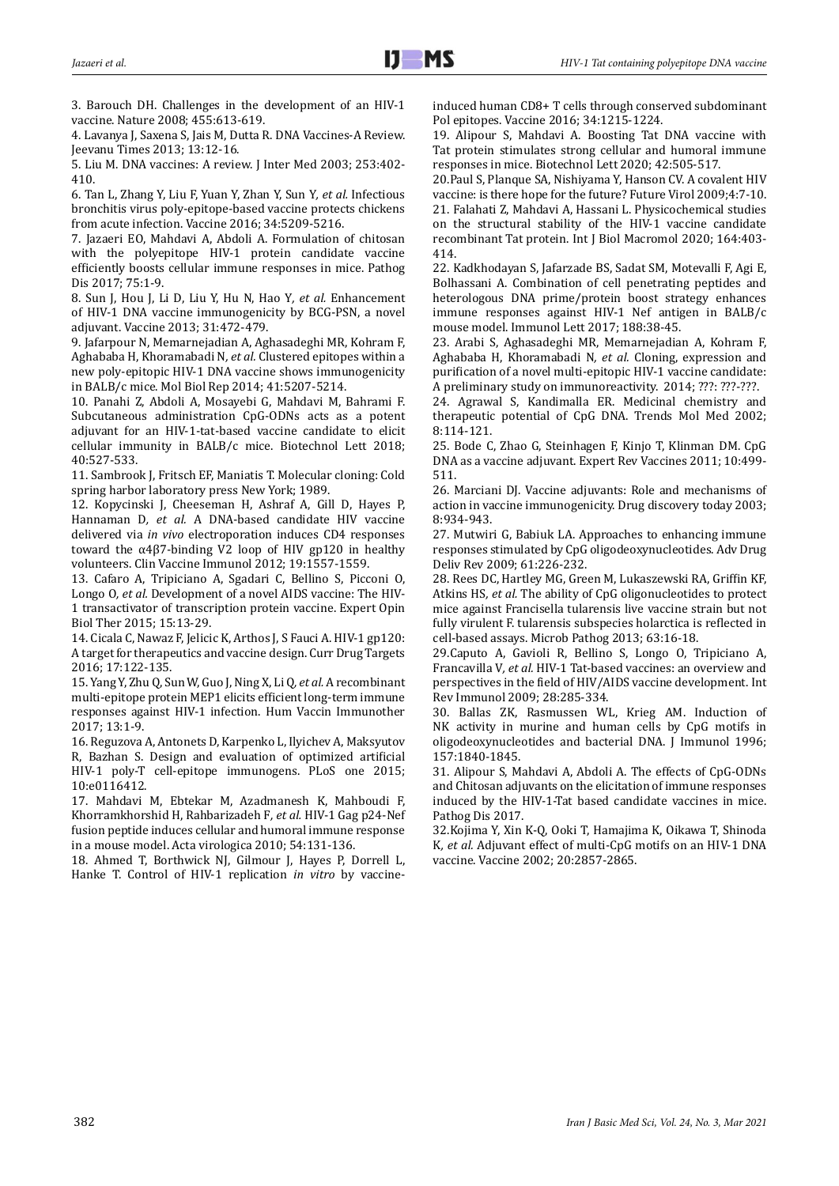3. Barouch DH. Challenges in the development of an HIV-1 vaccine. Nature 2008; 455:613-619.

4. Lavanya J, Saxena S, Jais M, Dutta R. DNA Vaccines-A Review. Jeevanu Times 2013; 13:12-16.

5. Liu M. DNA vaccines: A review. J Inter Med 2003; 253:402-410.

6. Tan L, Zhang Y, Liu F, Yuan Y, Zhan Y, Sun Y, *et al.* Infectious bronchitis virus poly-epitope-based vaccine protects chickens from acute infection. Vaccine 2016; 34:5209-5216.

7. Jazaeri EO, Mahdavi A, Abdoli A. Formulation of chitosan with the polyepitope HIV-1 protein candidate vaccine efficiently boosts cellular immune responses in mice. Pathog Dis 2017; 75:1-9.

8. Sun J, Hou J, Li D, Liu Y, Hu N, Hao Y, *et al.* Enhancement of HIV-1 DNA vaccine immunogenicity by BCG-PSN, a novel adjuvant. Vaccine 2013; 31:472-479.

9. Jafarpour N, Memarnejadian A, Aghasadeghi MR, Kohram F, Aghababa H, Khoramabadi N, *et al.* Clustered epitopes within a new poly-epitopic HIV-1 DNA vaccine shows immunogenicity in BALB/c mice. Mol Biol Rep 2014; 41:5207-5214.

10. Panahi Z, Abdoli A, Mosayebi G, Mahdavi M, Bahrami F. Subcutaneous administration CpG-ODNs acts as a potent adjuvant for an HIV-1-tat-based vaccine candidate to elicit cellular immunity in BALB/c mice. Biotechnol Lett 2018; 40:527-533.

11. Sambrook J, Fritsch EF, Maniatis T. Molecular cloning: Cold spring harbor laboratory press New York; 1989.

12. Kopycinski J, Cheeseman H, Ashraf A, Gill D, Hayes P, Hannaman D, *et al.* A DNA-based candidate HIV vaccine delivered via *in vivo* electroporation induces CD4 responses toward the α4β7-binding V2 loop of HIV gp120 in healthy volunteers. Clin Vaccine Immunol 2012; 19:1557-1559.

13. Cafaro A, Tripiciano A, Sgadari C, Bellino S, Picconi O, Longo O, *et al.* Development of a novel AIDS vaccine: The HIV-1 transactivator of transcription protein vaccine. Expert Opin Biol Ther 2015; 15:13-29.

14. Cicala C, Nawaz F, Jelicic K, Arthos J, S Fauci A. HIV-1 gp120: A target for therapeutics and vaccine design. Curr Drug Targets 2016; 17:122-135.

15. Yang Y, Zhu Q, Sun W, Guo J, Ning X, Li Q, *et al.* A recombinant multi-epitope protein MEP1 elicits efficient long-term immune responses against HIV-1 infection. Hum Vaccin Immunother 2017; 13:1-9.

16. Reguzova A, Antonets D, Karpenko L, Ilyichev A, Maksyutov R, Bazhan S. Design and evaluation of optimized artificial HIV-1 poly-T cell-epitope immunogens. PLoS one 2015; 10:e0116412.

17. Mahdavi M, Ebtekar M, Azadmanesh K, Mahboudi F, Khorramkhorshid H, Rahbarizadeh F, *et al.* HIV-1 Gag p24-Nef fusion peptide induces cellular and humoral immune response in a mouse model. Acta virologica 2010; 54:131-136.

18. Ahmed T, Borthwick NJ, Gilmour J, Hayes P, Dorrell L, Hanke T. Control of HIV-1 replication *in vitro* by vaccine-induced human CD8+ T cells through conserved subdominant Pol epitopes. Vaccine 2016; 34:1215-1224.

19. Alipour S, Mahdavi A. Boosting Tat DNA vaccine with Tat protein stimulates strong cellular and humoral immune responses in mice. Biotechnol Lett 2020; 42:505-517.

20. Paul S, Planque SA, Nishiyama Y, Hanson CV. A covalent HIV vaccine: is there hope for the future? Future Virol 2009;4:7-10.

21. Falahati Z, Mahdavi A, Hassani L. Physicochemical studies on the structural stability of the HIV-1 vaccine candidate recombinant Tat protein. Int J Biol Macromol 2020; 164:403-414.

22. Kadkhodayan S, Jafarzade BS, Sadat SM, Motevalli F, Agi E, Bolhassani A. Combination of cell penetrating peptides and heterologous DNA prime/protein boost strategy enhances immune responses against HIV-1 Nef antigen in BALB/c mouse model. Immunol Lett 2017; 188:38-45.

23. Arabi S, Aghasadeghi MR, Memarnejadian A, Kohram F, Aghababa H, Khoramabadi N, *et al.* Cloning, expression and purification of a novel multi-epitopic HIV-1 vaccine candidate: A preliminary study on immunoreactivity. 2014; ???: ???-???.

24. Agrawal S, Kandimalla ER. Medicinal chemistry and therapeutic potential of CpG DNA. Trends Mol Med 2002; 8:114-121.

25. Bode C, Zhao G, Steinhagen F, Kinjo T, Klinman DM. CpG DNA as a vaccine adjuvant. Expert Rev Vaccines 2011; 10:499-511.

26. Marciani DJ. Vaccine adjuvants: Role and mechanisms of action in vaccine immunogenicity. Drug discovery today 2003; 8:934-943.

27. Mutwiri G, Babiuk LA. Approaches to enhancing immune responses stimulated by CpG oligodeoxynucleotides. Adv Drug Deliv Rev 2009; 61:226-232.

28. Rees DC, Hartley MG, Green M, Lukaszewski RA, Griffin KF, Atkins HS, *et al.* The ability of CpG oligonucleotides to protect mice against Francisella tularensis live vaccine strain but not fully virulent F. tularensis subspecies holarctica is reflected in cell-based assays. Microb Pathog 2013; 63:16-18.

29. Caputo A, Gavioli R, Bellino S, Longo O, Tripiciano A, Francavilla V, *et al.* HIV-1 Tat-based vaccines: an overview and perspectives in the field of HIV/AIDS vaccine development. Int Rev Immunol 2009; 28:285-334.

30. Ballas ZK, Rasmussen WL, Krieg AM. Induction of NK activity in murine and human cells by CpG motifs in oligodeoxynucleotides and bacterial DNA. J Immunol 1996; 157:1840-1845.

31. Alipour S, Mahdavi A, Abdoli A. The effects of CpG-ODNs and Chitosan adjuvants on the elicitation of immune responses induced by the HIV-1-Tat based candidate vaccines in mice. Pathog Dis 2017.

32. Kojima Y, Xin K-Q, Ooki T, Hamajima K, Oikawa T, Shinoda K, *et al.* Adjuvant effect of multi-CpG motifs on an HIV-1 DNA vaccine. Vaccine 2002; 20:2857-2865.